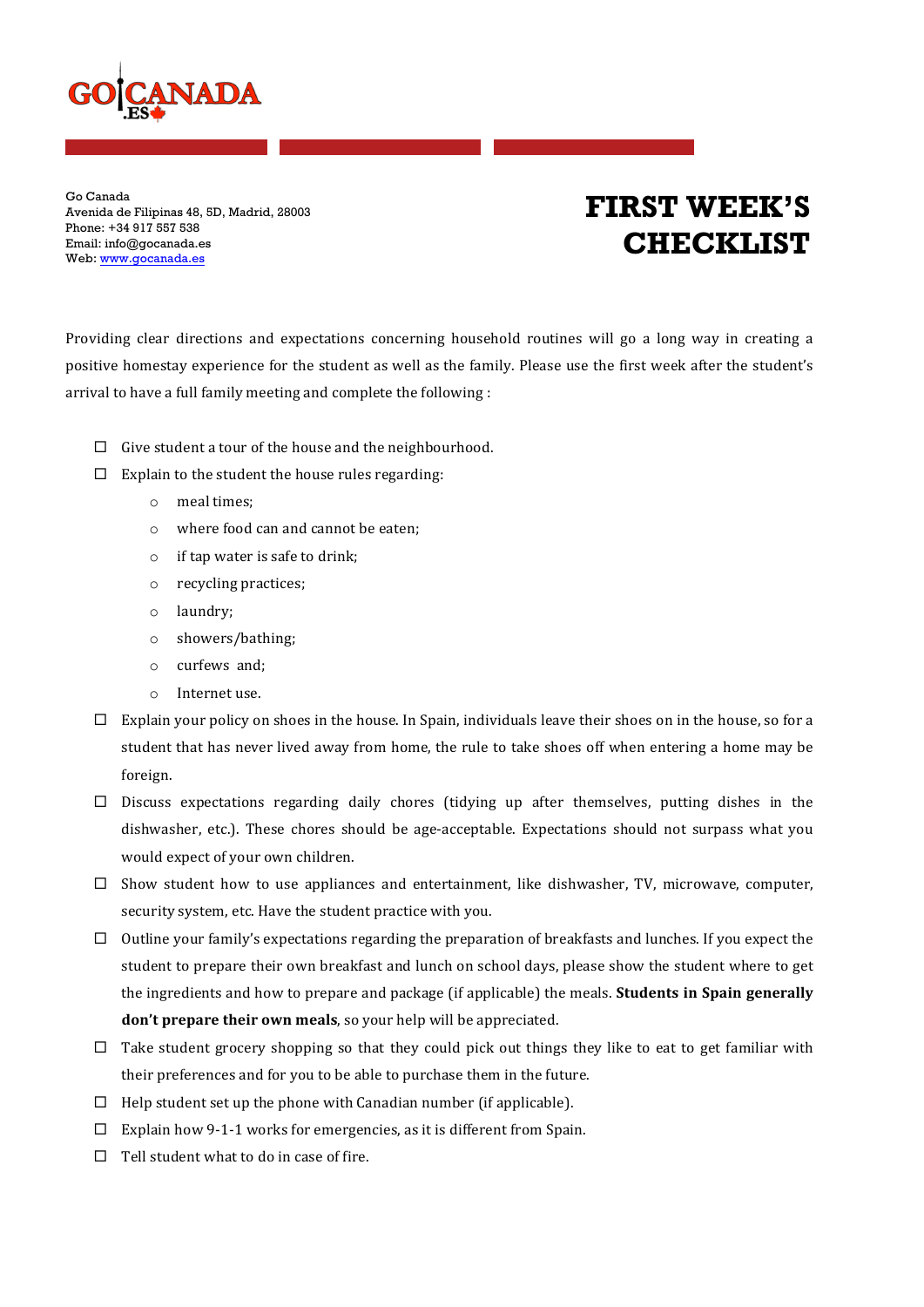Go Canada
Avenida de Filipinas 48, 5D, Madrid, 28003
Phone: +34 917 557 538
Email: info@gocanada.es
Web: www.gocanada.es

# FIRST WEEK'S CHECKLIST

Providing clear directions and expectations concerning household routines will go a long way in creating a positive homestay experience for the student as well as the family. Please use the first week after the student's arrival to have a full family meeting and complete the following :

- ☐ Give student a tour of the house and the neighbourhood.
- ☐ Explain to the student the house rules regarding:
  - meal times;
  - where food can and cannot be eaten;
  - if tap water is safe to drink;
  - recycling practices;
  - laundry;
  - showers/bathing;
  - curfews and;
  - Internet use.
- ☐ Explain your policy on shoes in the house. In Spain, individuals leave their shoes on in the house, so for a student that has never lived away from home, the rule to take shoes off when entering a home may be foreign.
- ☐ Discuss expectations regarding daily chores (tidying up after themselves, putting dishes in the dishwasher, etc.). These chores should be age-acceptable. Expectations should not surpass what you would expect of your own children.
- ☐ Show student how to use appliances and entertainment, like dishwasher, TV, microwave, computer, security system, etc. Have the student practice with you.
- ☐ Outline your family's expectations regarding the preparation of breakfasts and lunches. If you expect the student to prepare their own breakfast and lunch on school days, please show the student where to get the ingredients and how to prepare and package (if applicable) the meals. **Students in Spain generally don't prepare their own meals**, so your help will be appreciated.
- ☐ Take student grocery shopping so that they could pick out things they like to eat to get familiar with their preferences and for you to be able to purchase them in the future.
- ☐ Help student set up the phone with Canadian number (if applicable).
- ☐ Explain how 9-1-1 works for emergencies, as it is different from Spain.
- ☐ Tell student what to do in case of fire.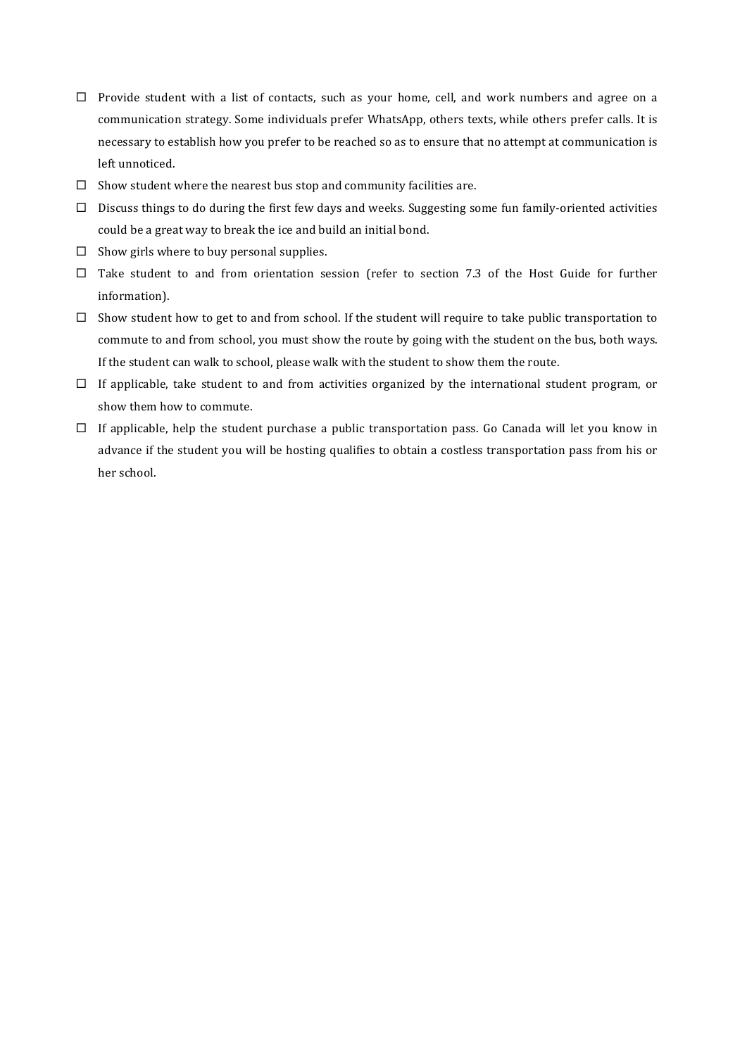- ☐ Provide student with a list of contacts, such as your home, cell, and work numbers and agree on a communication strategy. Some individuals prefer WhatsApp, others texts, while others prefer calls. It is necessary to establish how you prefer to be reached so as to ensure that no attempt at communication is left unnoticed.
- ☐ Show student where the nearest bus stop and community facilities are.
- ☐ Discuss things to do during the first few days and weeks. Suggesting some fun family-oriented activities could be a great way to break the ice and build an initial bond.
- ☐ Show girls where to buy personal supplies.
- ☐ Take student to and from orientation session (refer to section 7.3 of the Host Guide for further information).
- ☐ Show student how to get to and from school. If the student will require to take public transportation to commute to and from school, you must show the route by going with the student on the bus, both ways. If the student can walk to school, please walk with the student to show them the route.
- ☐ If applicable, take student to and from activities organized by the international student program, or show them how to commute.
- ☐ If applicable, help the student purchase a public transportation pass. Go Canada will let you know in advance if the student you will be hosting qualifies to obtain a costless transportation pass from his or her school.